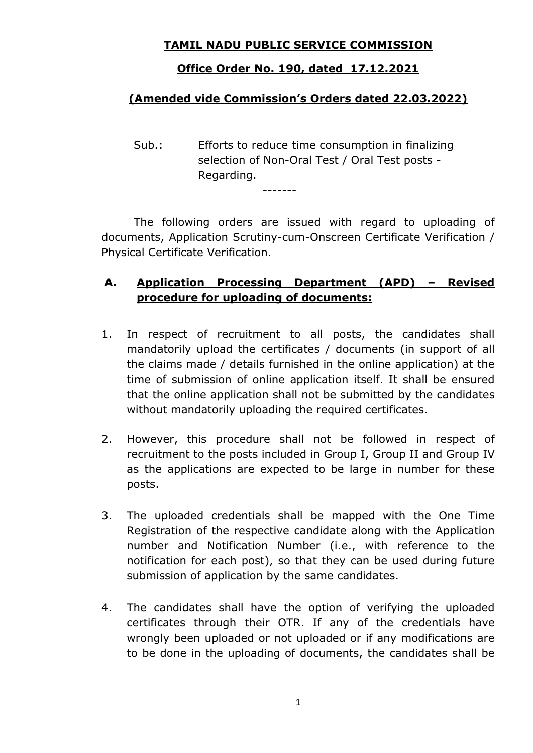# TAMIL NADU PUBLIC SERVICE COMMISSION

## Office Order No. 190, dated 17.12.2021

## (Amended vide Commission's Orders dated 22.03.2022)

Sub.: Efforts to reduce time consumption in finalizing selection of Non-Oral Test / Oral Test posts - Regarding.

-------

The following orders are issued with regard to uploading of documents, Application Scrutiny-cum-Onscreen Certificate Verification / Physical Certificate Verification.

### A. Application Processing Department (APD) – Revised procedure for uploading of documents:

1. In respect of recruitment to all posts, the candidates shall mandatorily upload the certificates / documents (in support of all the claims made / details furnished in the online application) at the time of submission of online application itself. It shall be ensured that the online application shall not be submitted by the candidates without mandatorily uploading the required certificates.

2. However, this procedure shall not be followed in respect of recruitment to the posts included in Group I, Group II and Group IV as the applications are expected to be large in number for these posts.

3. The uploaded credentials shall be mapped with the One Time Registration of the respective candidate along with the Application number and Notification Number (i.e., with reference to the notification for each post), so that they can be used during future submission of application by the same candidates.

4. The candidates shall have the option of verifying the uploaded certificates through their OTR. If any of the credentials have wrongly been uploaded or not uploaded or if any modifications are to be done in the uploading of documents, the candidates shall be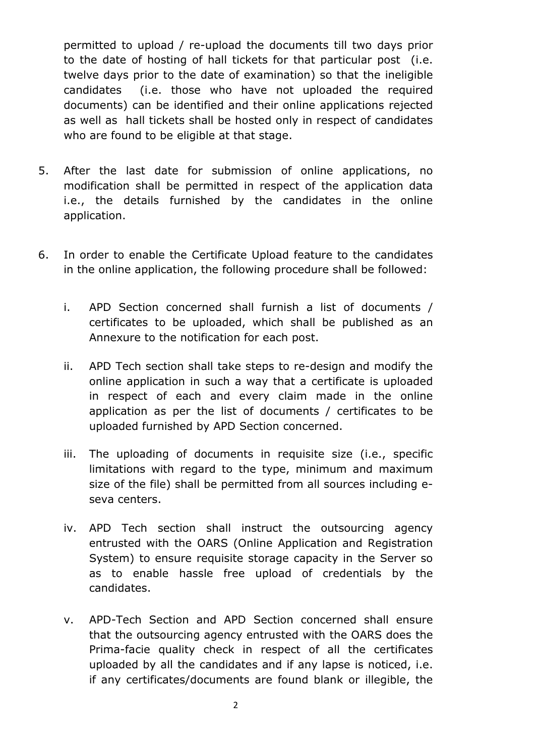permitted to upload / re-upload the documents till two days prior to the date of hosting of hall tickets for that particular post (i.e. twelve days prior to the date of examination) so that the ineligible candidates (i.e. those who have not uploaded the required documents) can be identified and their online applications rejected as well as hall tickets shall be hosted only in respect of candidates who are found to be eligible at that stage.

5. After the last date for submission of online applications, no modification shall be permitted in respect of the application data i.e., the details furnished by the candidates in the online application.

6. In order to enable the Certificate Upload feature to the candidates in the online application, the following procedure shall be followed:

   i. APD Section concerned shall furnish a list of documents / certificates to be uploaded, which shall be published as an Annexure to the notification for each post.

   ii. APD Tech section shall take steps to re-design and modify the online application in such a way that a certificate is uploaded in respect of each and every claim made in the online application as per the list of documents / certificates to be uploaded furnished by APD Section concerned.

   iii. The uploading of documents in requisite size (i.e., specific limitations with regard to the type, minimum and maximum size of the file) shall be permitted from all sources including e-seva centers.

   iv. APD Tech section shall instruct the outsourcing agency entrusted with the OARS (Online Application and Registration System) to ensure requisite storage capacity in the Server so as to enable hassle free upload of credentials by the candidates.

   v. APD-Tech Section and APD Section concerned shall ensure that the outsourcing agency entrusted with the OARS does the Prima-facie quality check in respect of all the certificates uploaded by all the candidates and if any lapse is noticed, i.e. if any certificates/documents are found blank or illegible, the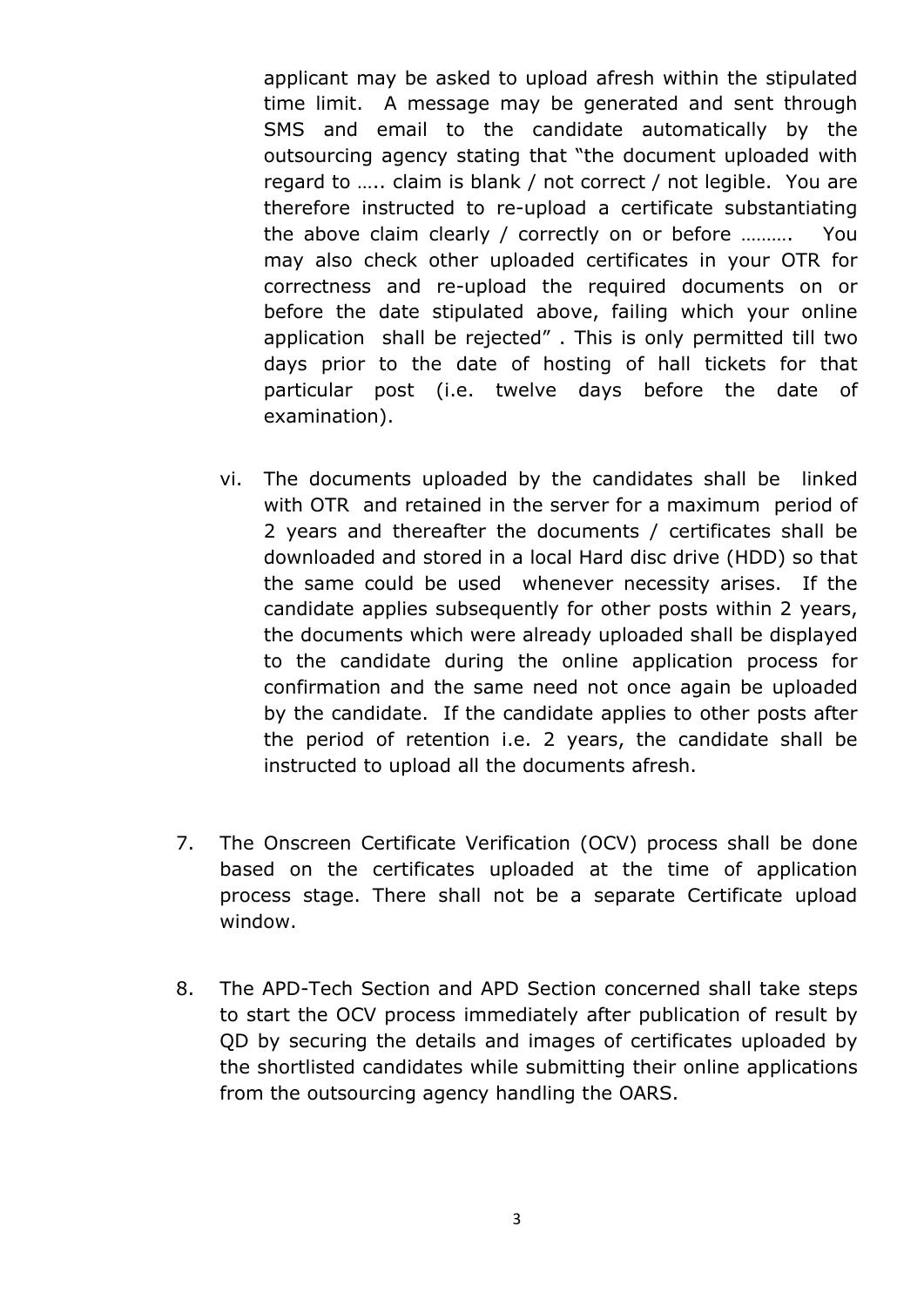applicant may be asked to upload afresh within the stipulated time limit. A message may be generated and sent through SMS and email to the candidate automatically by the outsourcing agency stating that "the document uploaded with regard to ….. claim is blank / not correct / not legible. You are therefore instructed to re-upload a certificate substantiating the above claim clearly / correctly on or before ………. You may also check other uploaded certificates in your OTR for correctness and re-upload the required documents on or before the date stipulated above, failing which your online application shall be rejected" . This is only permitted till two days prior to the date of hosting of hall tickets for that particular post (i.e. twelve days before the date of examination).

vi. The documents uploaded by the candidates shall be linked with OTR and retained in the server for a maximum period of 2 years and thereafter the documents / certificates shall be downloaded and stored in a local Hard disc drive (HDD) so that the same could be used whenever necessity arises. If the candidate applies subsequently for other posts within 2 years, the documents which were already uploaded shall be displayed to the candidate during the online application process for confirmation and the same need not once again be uploaded by the candidate. If the candidate applies to other posts after the period of retention i.e. 2 years, the candidate shall be instructed to upload all the documents afresh.

7. The Onscreen Certificate Verification (OCV) process shall be done based on the certificates uploaded at the time of application process stage. There shall not be a separate Certificate upload window.

8. The APD-Tech Section and APD Section concerned shall take steps to start the OCV process immediately after publication of result by QD by securing the details and images of certificates uploaded by the shortlisted candidates while submitting their online applications from the outsourcing agency handling the OARS.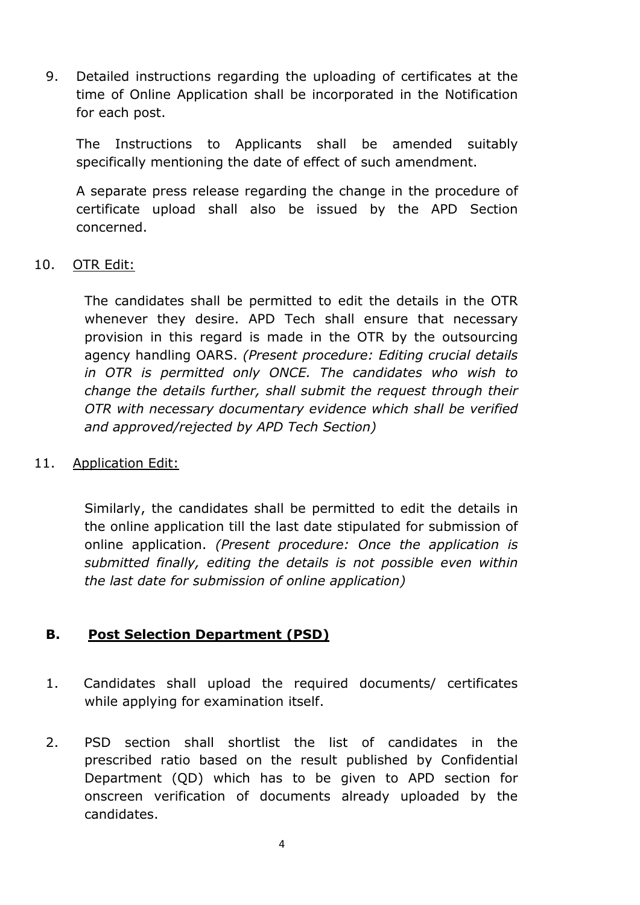9. Detailed instructions regarding the uploading of certificates at the time of Online Application shall be incorporated in the Notification for each post.

   The Instructions to Applicants shall be amended suitably specifically mentioning the date of effect of such amendment.

   A separate press release regarding the change in the procedure of certificate upload shall also be issued by the APD Section concerned.

10. OTR Edit:

    The candidates shall be permitted to edit the details in the OTR whenever they desire. APD Tech shall ensure that necessary provision in this regard is made in the OTR by the outsourcing agency handling OARS. *(Present procedure: Editing crucial details in OTR is permitted only ONCE. The candidates who wish to change the details further, shall submit the request through their OTR with necessary documentary evidence which shall be verified and approved/rejected by APD Tech Section)*

11. Application Edit:

    Similarly, the candidates shall be permitted to edit the details in the online application till the last date stipulated for submission of online application. *(Present procedure: Once the application is submitted finally, editing the details is not possible even within the last date for submission of online application)*

## B. Post Selection Department (PSD)

1. Candidates shall upload the required documents/ certificates while applying for examination itself.

2. PSD section shall shortlist the list of candidates in the prescribed ratio based on the result published by Confidential Department (QD) which has to be given to APD section for onscreen verification of documents already uploaded by the candidates.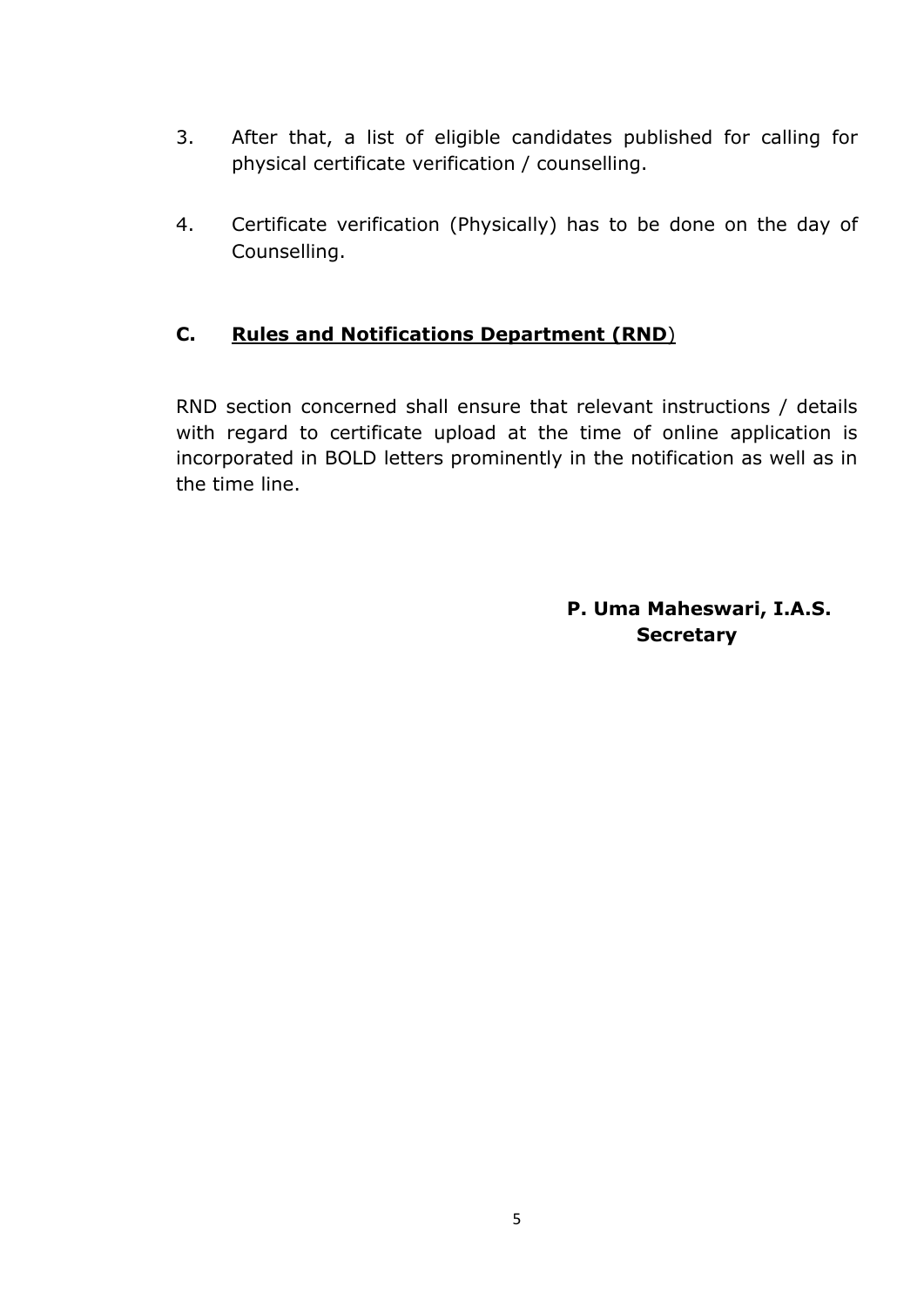3. After that, a list of eligible candidates published for calling for physical certificate verification / counselling.

4. Certificate verification (Physically) has to be done on the day of Counselling.

## C. Rules and Notifications Department (RND)

RND section concerned shall ensure that relevant instructions / details with regard to certificate upload at the time of online application is incorporated in BOLD letters prominently in the notification as well as in the time line.

**P. Uma Maheswari, I.A.S.**
**Secretary**